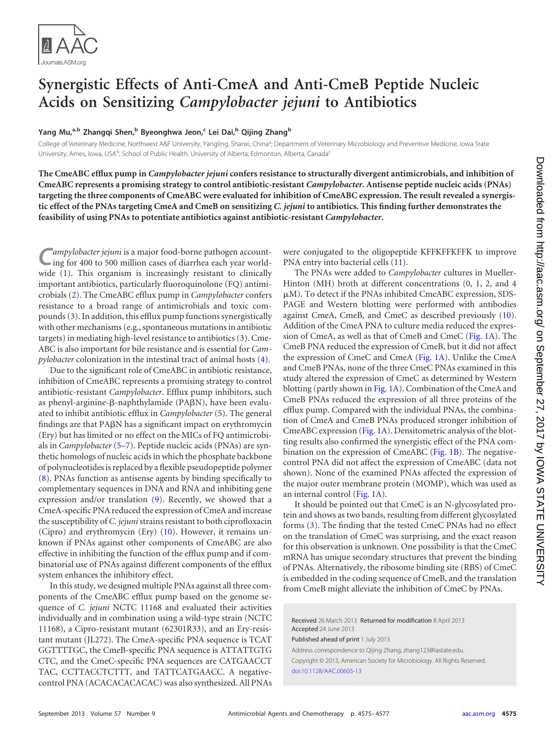# Synergistic Effects of Anti-CmeA and Anti-CmeB Peptide Nucleic Acids on Sensitizing *Campylobacter jejuni* to Antibiotics

**Yang Mu,[a,b] Zhangqi Shen,[b] Byeonghwa Jeon,[c] Lei Dai,[b] Qijing Zhang[b]**

College of Veterinary Medicine, Northwest A&F University, Yangling, Shanxi, China[a]; Department of Veterinary Microbiology and Preventive Medicine, Iowa State University, Ames, Iowa, USA[b]; School of Public Health, University of Alberta, Edmonton, Alberta, Canada[c]

**The CmeABC efflux pump in *Campylobacter jejuni* confers resistance to structurally divergent antimicrobials, and inhibition of CmeABC represents a promising strategy to control antibiotic-resistant *Campylobacter*. Antisense peptide nucleic acids (PNAs) targeting the three components of CmeABC were evaluated for inhibition of CmeABC expression. The result revealed a synergistic effect of the PNAs targeting CmeA and CmeB on sensitizing *C. jejuni* to antibiotics. This finding further demonstrates the feasibility of using PNAs to potentiate antibiotics against antibiotic-resistant *Campylobacter*.**

*Campylobacter jejuni* is a major food-borne pathogen accounting for 400 to 500 million cases of diarrhea each year worldwide (1). This organism is increasingly resistant to clinically important antibiotics, particularly fluoroquinolone (FQ) antimicrobials (2). The CmeABC efflux pump in *Campylobacter* confers resistance to a broad range of antimicrobials and toxic compounds (3). In addition, this efflux pump functions synergistically with other mechanisms (e.g., spontaneous mutations in antibiotic targets) in mediating high-level resistance to antibiotics (3). CmeABC is also important for bile resistance and is essential for *Campylobacter* colonization in the intestinal tract of animal hosts (4).

Due to the significant role of CmeABC in antibiotic resistance, inhibition of CmeABC represents a promising strategy to control antibiotic-resistant *Campylobacter*. Efflux pump inhibitors, such as phenyl-arginine-β-naphthylamide (PAβN), have been evaluated to inhibit antibiotic efflux in *Campylobacter* (5). The general findings are that PAβN has a significant impact on erythromycin (Ery) but has limited or no effect on the MICs of FQ antimicrobials in *Campylobacter* (5–7). Peptide nucleic acids (PNAs) are synthetic homologs of nucleic acids in which the phosphate backbone of polynucleotides is replaced by a flexible pseudopeptide polymer (8). PNAs function as antisense agents by binding specifically to complementary sequences in DNA and RNA and inhibiting gene expression and/or translation (9). Recently, we showed that a CmeA-specific PNA reduced the expression of CmeA and increase the susceptibility of *C. jejuni* strains resistant to both ciprofloxacin (Cipro) and erythromycin (Ery) (10). However, it remains unknown if PNAs against other components of CmeABC are also effective in inhibiting the function of the efflux pump and if combinatorial use of PNAs against different components of the efflux system enhances the inhibitory effect.

In this study, we designed multiple PNAs against all three components of the CmeABC efflux pump based on the genome sequence of *C. jejuni* NCTC 11168 and evaluated their activities individually and in combination using a wild-type strain (NCTC 11168), a Cipro-resistant mutant (62301R33), and an Ery-resistant mutant (JL272). The CmeA-specific PNA sequence is TCAT GGTTTTGC, the CmeB-specific PNA sequence is ATTATTGTG CTC, and the CmeC-specific PNA sequences are CATGAACCT TAC, CCTTACCTCTTT, and TATTCATGAACC. A negative-control PNA (ACACACACACAC) was also synthesized. All PNAs were conjugated to the oligopeptide KFFKFFKFFK to improve PNA entry into bacterial cells (11).

The PNAs were added to *Campylobacter* cultures in Mueller-Hinton (MH) broth at different concentrations (0, 1, 2, and 4 μM). To detect if the PNAs inhibited CmeABC expression, SDS-PAGE and Western blotting were performed with antibodies against CmeA, CmeB, and CmeC as described previously (10). Addition of the CmeA PNA to culture media reduced the expression of CmeA, as well as that of CmeB and CmeC (Fig. 1A). The CmeB PNA reduced the expression of CmeB, but it did not affect the expression of CmeC and CmeA (Fig. 1A). Unlike the CmeA and CmeB PNAs, none of the three CmeC PNAs examined in this study altered the expression of CmeC as determined by Western blotting (partly shown in Fig. 1A). Combination of the CmeA and CmeB PNAs reduced the expression of all three proteins of the efflux pump. Compared with the individual PNAs, the combination of CmeA and CmeB PNAs produced stronger inhibition of CmeABC expression (Fig. 1A). Densitometric analysis of the blotting results also confirmed the synergistic effect of the PNA combination on the expression of CmeABC (Fig. 1B). The negative-control PNA did not affect the expression of CmeABC (data not shown). None of the examined PNAs affected the expression of the major outer membrane protein (MOMP), which was used as an internal control (Fig. 1A).

It should be pointed out that CmeC is an N-glycosylated protein and shows as two bands, resulting from different glycosylated forms (3). The finding that the tested CmeC PNAs had no effect on the translation of CmeC was surprising, and the exact reason for this observation is unknown. One possibility is that the CmeC mRNA has unique secondary structures that prevent the binding of PNAs. Alternatively, the ribosome binding site (RBS) of CmeC is embedded in the coding sequence of CmeB, and the translation from CmeB might alleviate the inhibition of CmeC by PNAs.

Received 26 March 2013 Returned for modification 8 April 2013 Accepted 24 June 2013

Published ahead of print 1 July 2013

Address correspondence to Qijing Zhang, zhang123@iastate.edu.

Copyright © 2013, American Society for Microbiology. All Rights Reserved.

doi:10.1128/AAC.00605-13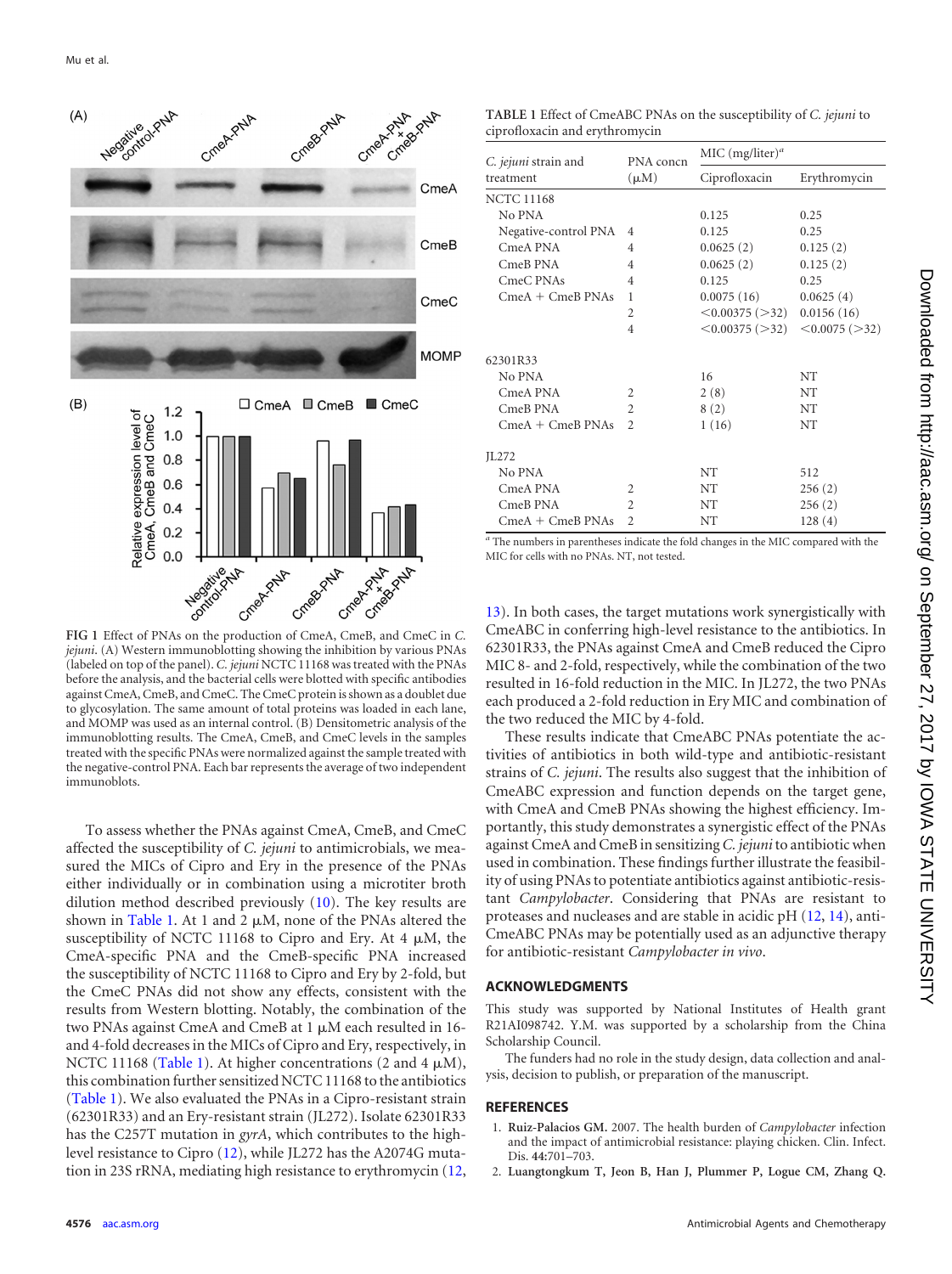FIG 1 Effect of PNAs on the production of CmeA, CmeB, and CmeC in *C. jejuni*. (A) Western immunoblotting showing the inhibition by various PNAs (labeled on top of the panel). *C. jejuni* NCTC 11168 was treated with the PNAs before the analysis, and the bacterial cells were blotted with specific antibodies against CmeA, CmeB, and CmeC. The CmeC protein is shown as a doublet due to glycosylation. The same amount of total proteins was loaded in each lane, and MOMP was used as an internal control. (B) Densitometric analysis of the immunoblotting results. The CmeA, CmeB, and CmeC levels in the samples treated with the specific PNAs were normalized against the sample treated with the negative-control PNA. Each bar represents the average of two independent immunoblots.

To assess whether the PNAs against CmeA, CmeB, and CmeC affected the susceptibility of *C. jejuni* to antimicrobials, we measured the MICs of Cipro and Ery in the presence of the PNAs either individually or in combination using a microtiter broth dilution method described previously (10). The key results are shown in Table 1. At 1 and 2 μM, none of the PNAs altered the susceptibility of NCTC 11168 to Cipro and Ery. At 4 μM, the CmeA-specific PNA and the CmeB-specific PNA increased the susceptibility of NCTC 11168 to Cipro and Ery by 2-fold, but the CmeC PNAs did not show any effects, consistent with the results from Western blotting. Notably, the combination of the two PNAs against CmeA and CmeB at 1 μM each resulted in 16- and 4-fold decreases in the MICs of Cipro and Ery, respectively, in NCTC 11168 (Table 1). At higher concentrations (2 and 4 μM), this combination further sensitized NCTC 11168 to the antibiotics (Table 1). We also evaluated the PNAs in a Cipro-resistant strain (62301R33) and an Ery-resistant strain (JL272). Isolate 62301R33 has the C257T mutation in *gyrA*, which contributes to the high-level resistance to Cipro (12), while JL272 has the A2074G mutation in 23S rRNA, mediating high resistance to erythromycin (12, 13). In both cases, the target mutations work synergistically with CmeABC in conferring high-level resistance to the antibiotics. In 62301R33, the PNAs against CmeA and CmeB reduced the Cipro MIC 8- and 2-fold, respectively, while the combination of the two resulted in 16-fold reduction in the MIC. In JL272, the two PNAs each produced a 2-fold reduction in Ery MIC and combination of the two reduced the MIC by 4-fold.

These results indicate that CmeABC PNAs potentiate the activities of antibiotics in both wild-type and antibiotic-resistant strains of *C. jejuni*. The results also suggest that the inhibition of CmeABC expression and function depends on the target gene, with CmeA and CmeB PNAs showing the highest efficiency. Importantly, this study demonstrates a synergistic effect of the PNAs against CmeA and CmeB in sensitizing *C. jejuni* to antibiotic when used in combination. These findings further illustrate the feasibility of using PNAs to potentiate antibiotics against antibiotic-resistant *Campylobacter*. Considering that PNAs are resistant to proteases and nucleases and are stable in acidic pH (12, 14), anti-CmeABC PNAs may be potentially used as an adjunctive therapy for antibiotic-resistant *Campylobacter in vivo*.

TABLE 1 Effect of CmeABC PNAs on the susceptibility of *C. jejuni* to ciprofloxacin and erythromycin

| *C. jejuni* strain and treatment | PNA concn (μM) | MIC (mg/liter)[a] | |
|---|---|---|---|
| | | Ciprofloxacin | Erythromycin |
| NCTC 11168 | | | |
| No PNA | | 0.125 | 0.25 |
| Negative-control PNA | 4 | 0.125 | 0.25 |
| CmeA PNA | 4 | 0.0625 (2) | 0.125 (2) |
| CmeB PNA | 4 | 0.0625 (2) | 0.125 (2) |
| CmeC PNAs | 4 | 0.125 | 0.25 |
| CmeA + CmeB PNAs | 1 | 0.0075 (16) | 0.0625 (4) |
| | 2 | <0.00375 (>32) | 0.0156 (16) |
| | 4 | <0.00375 (>32) | <0.0075 (>32) |
| 62301R33 | | | |
| No PNA | | 16 | NT |
| CmeA PNA | 2 | 2 (8) | NT |
| CmeB PNA | 2 | 8 (2) | NT |
| CmeA + CmeB PNAs | 2 | 1 (16) | NT |
| JL272 | | | |
| No PNA | | NT | 512 |
| CmeA PNA | 2 | NT | 256 (2) |
| CmeB PNA | 2 | NT | 256 (2) |
| CmeA + CmeB PNAs | 2 | NT | 128 (4) |

[a] The numbers in parentheses indicate the fold changes in the MIC compared with the MIC for cells with no PNAs. NT, not tested.

## ACKNOWLEDGMENTS

This study was supported by National Institutes of Health grant R21AI098742. Y.M. was supported by a scholarship from the China Scholarship Council.

The funders had no role in the study design, data collection and analysis, decision to publish, or preparation of the manuscript.

## REFERENCES

1. **Ruiz-Palacios GM.** 2007. The health burden of *Campylobacter* infection and the impact of antimicrobial resistance: playing chicken. Clin. Infect. Dis. 44:701–703.
2. **Luangtongkum T, Jeon B, Han J, Plummer P, Logue CM, Zhang Q.**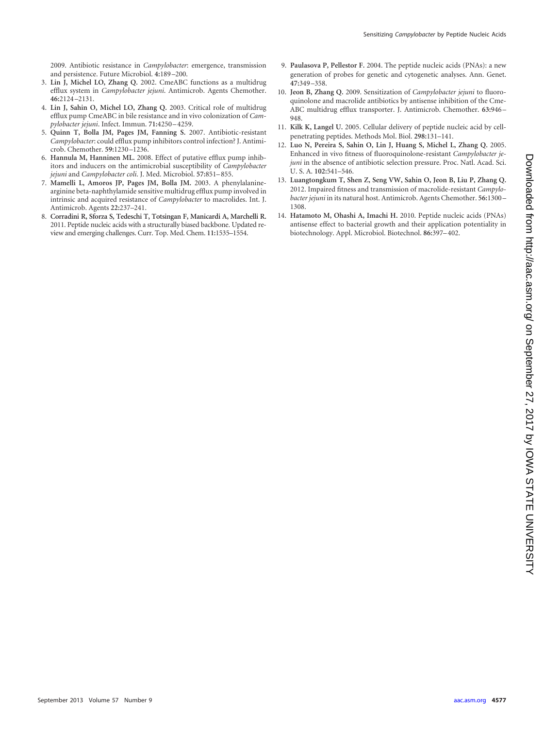2009. Antibiotic resistance in *Campylobacter*: emergence, transmission and persistence. Future Microbiol. **4**:189–200.

3. **Lin J, Michel LO, Zhang Q.** 2002. CmeABC functions as a multidrug efflux system in *Campylobacter jejuni*. Antimicrob. Agents Chemother. **46**:2124–2131.
4. **Lin J, Sahin O, Michel LO, Zhang Q.** 2003. Critical role of multidrug efflux pump CmeABC in bile resistance and in vivo colonization of *Campylobacter jejuni*. Infect. Immun. **71**:4250–4259.
5. **Quinn T, Bolla JM, Pages JM, Fanning S.** 2007. Antibiotic-resistant *Campylobacter*: could efflux pump inhibitors control infection? J. Antimicrob. Chemother. **59**:1230–1236.
6. **Hannula M, Hanninen ML.** 2008. Effect of putative efflux pump inhibitors and inducers on the antimicrobial susceptibility of *Campylobacter jejuni* and *Campylobacter coli*. J. Med. Microbiol. **57**:851–855.
7. **Mamelli L, Amoros JP, Pages JM, Bolla JM.** 2003. A phenylalanine-arginine beta-naphthylamide sensitive multidrug efflux pump involved in intrinsic and acquired resistance of *Campylobacter* to macrolides. Int. J. Antimicrob. Agents **22**:237–241.
8. **Corradini R, Sforza S, Tedeschi T, Totsingan F, Manicardi A, Marchelli R.** 2011. Peptide nucleic acids with a structurally biased backbone. Updated review and emerging challenges. Curr. Top. Med. Chem. **11**:1535–1554.
9. **Paulasova P, Pellestor F.** 2004. The peptide nucleic acids (PNAs): a new generation of probes for genetic and cytogenetic analyses. Ann. Genet. **47**:349–358.
10. **Jeon B, Zhang Q.** 2009. Sensitization of *Campylobacter jejuni* to fluoroquinolone and macrolide antibiotics by antisense inhibition of the CmeABC multidrug efflux transporter. J. Antimicrob. Chemother. **63**:946–948.
11. **Kilk K, Langel U.** 2005. Cellular delivery of peptide nucleic acid by cell-penetrating peptides. Methods Mol. Biol. **298**:131–141.
12. **Luo N, Pereira S, Sahin O, Lin J, Huang S, Michel L, Zhang Q.** 2005. Enhanced in vivo fitness of fluoroquinolone-resistant *Campylobacter jejuni* in the absence of antibiotic selection pressure. Proc. Natl. Acad. Sci. U. S. A. **102**:541–546.
13. **Luangtongkum T, Shen Z, Seng VW, Sahin O, Jeon B, Liu P, Zhang Q.** 2012. Impaired fitness and transmission of macrolide-resistant *Campylobacter jejuni* in its natural host. Antimicrob. Agents Chemother. **56**:1300–1308.
14. **Hatamoto M, Ohashi A, Imachi H.** 2010. Peptide nucleic acids (PNAs) antisense effect to bacterial growth and their application potentiality in biotechnology. Appl. Microbiol. Biotechnol. **86**:397–402.